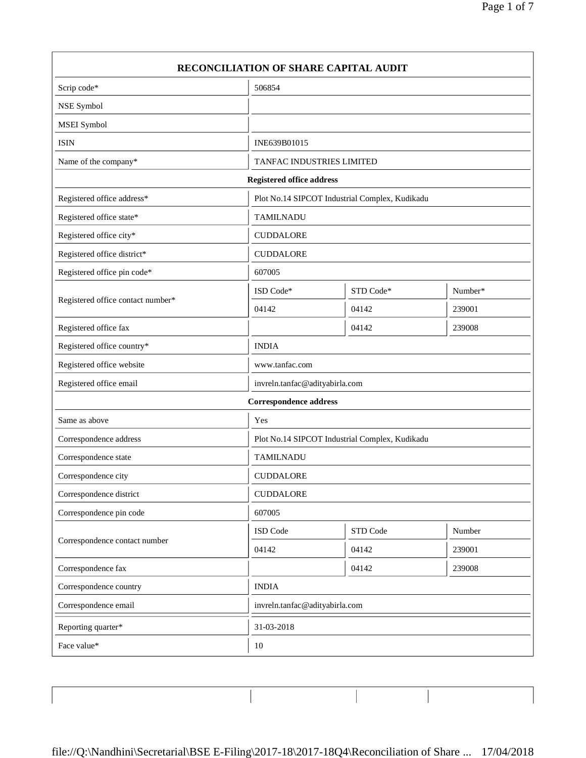# RECONCILIATION OF SHARE CAPITAL AUDIT

| | | | |
|---|---|---|---|
| Scrip code* | 506854 | | |
| NSE Symbol | | | |
| MSEI Symbol | | | |
| ISIN | INE639B01015 | | |
| Name of the company* | TANFAC INDUSTRIES LIMITED | | |
| **Registered office address** | | | |
| Registered office address* | Plot No.14 SIPCOT Industrial Complex, Kudikadu | | |
| Registered office state* | TAMILNADU | | |
| Registered office city* | CUDDALORE | | |
| Registered office district* | CUDDALORE | | |
| Registered office pin code* | 607005 | | |
| Registered office contact number* | ISD Code* | STD Code* | Number* |
| | 04142 | 04142 | 239001 |
| Registered office fax | | 04142 | 239008 |
| Registered office country* | INDIA | | |
| Registered office website | www.tanfac.com | | |
| Registered office email | invreln.tanfac@adityabirla.com | | |
| **Correspondence address** | | | |
| Same as above | Yes | | |
| Correspondence address | Plot No.14 SIPCOT Industrial Complex, Kudikadu | | |
| Correspondence state | TAMILNADU | | |
| Correspondence city | CUDDALORE | | |
| Correspondence district | CUDDALORE | | |
| Correspondence pin code | 607005 | | |
| Correspondence contact number | ISD Code | STD Code | Number |
| | 04142 | 04142 | 239001 |
| Correspondence fax | | 04142 | 239008 |
| Correspondence country | INDIA | | |
| Correspondence email | invreln.tanfac@adityabirla.com | | |
| Reporting quarter* | 31-03-2018 | | |
| Face value* | 10 | | |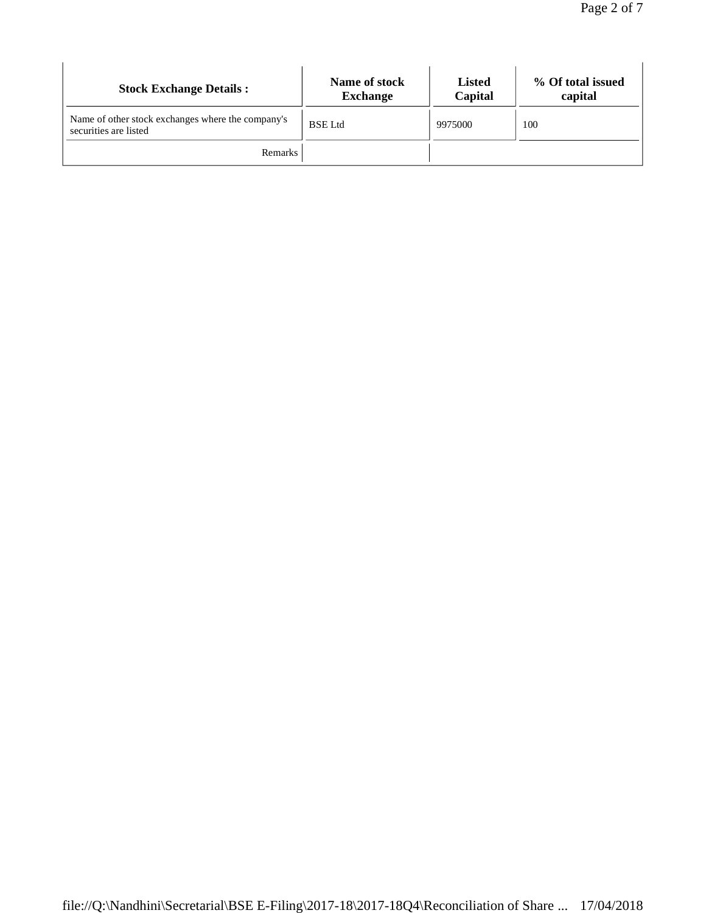| Stock Exchange Details : | Name of stock Exchange | Listed Capital | % Of total issued capital |
|---|---|---|---|
| Name of other stock exchanges where the company's securities are listed | BSE Ltd | 9975000 | 100 |
| Remarks | | | |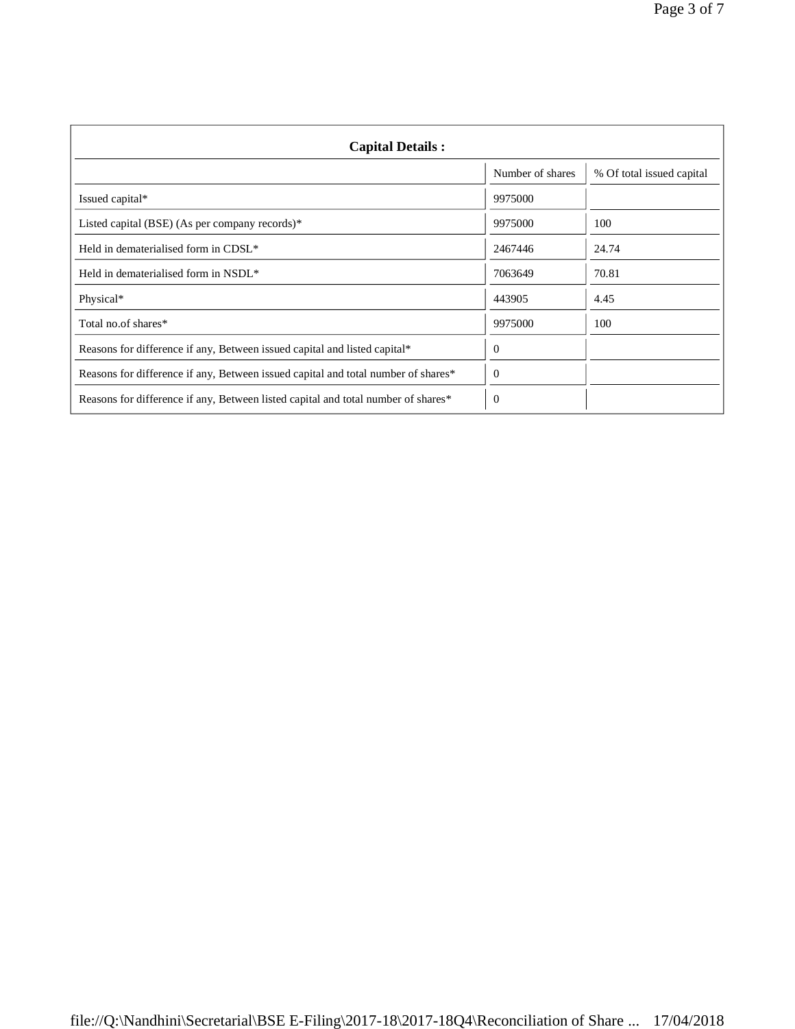| Capital Details : | | |
|---|---|---|
| | Number of shares | % Of total issued capital |
| Issued capital* | 9975000 | |
| Listed capital (BSE) (As per company records)* | 9975000 | 100 |
| Held in dematerialised form in CDSL* | 2467446 | 24.74 |
| Held in dematerialised form in NSDL* | 7063649 | 70.81 |
| Physical* | 443905 | 4.45 |
| Total no.of shares* | 9975000 | 100 |
| Reasons for difference if any, Between issued capital and listed capital* | 0 | |
| Reasons for difference if any, Between issued capital and total number of shares* | 0 | |
| Reasons for difference if any, Between listed capital and total number of shares* | 0 | |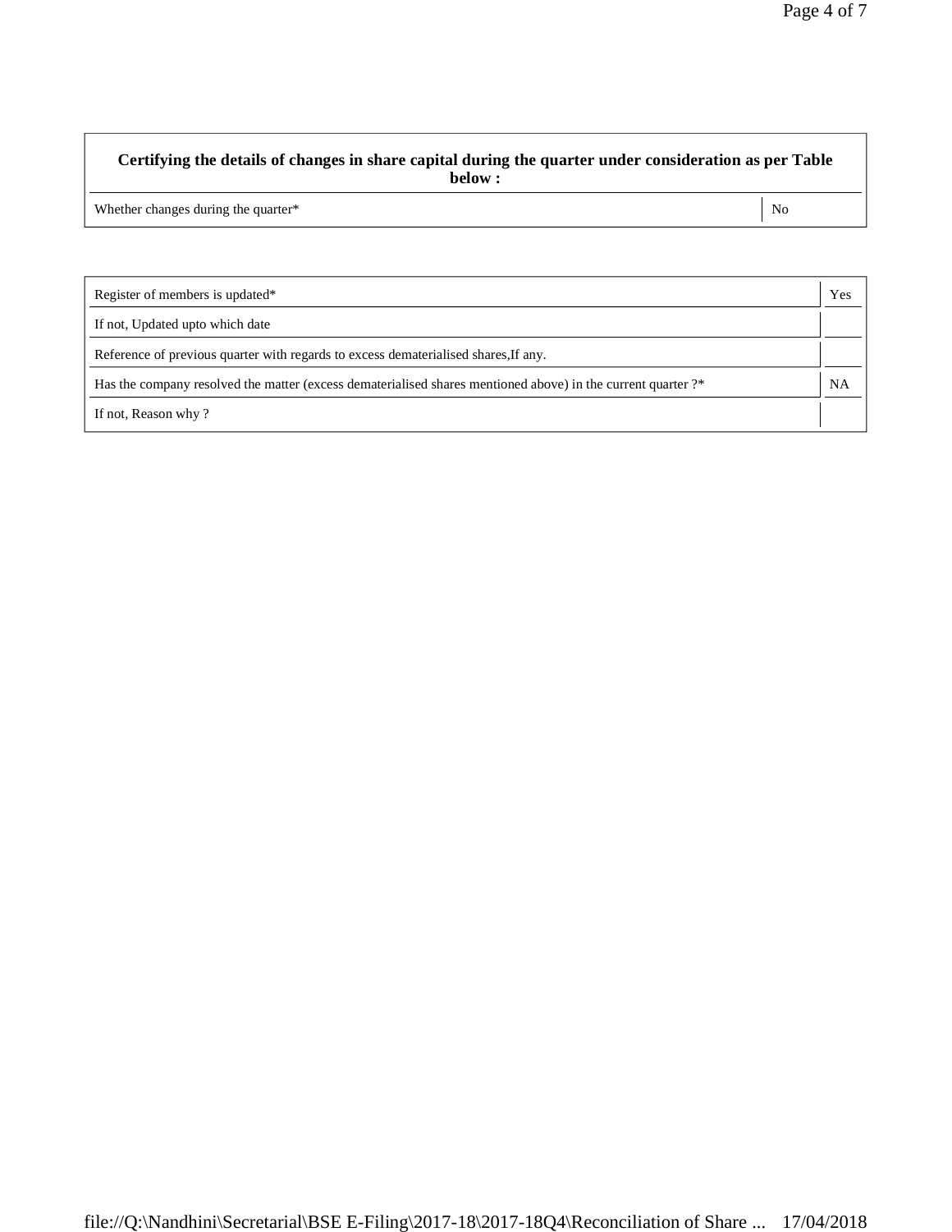| Certifying the details of changes in share capital during the quarter under consideration as per Table below : | |
|---|---|
| Whether changes during the quarter* | No |

| | |
|---|---|
| Register of members is updated* | Yes |
| If not, Updated upto which date | |
| Reference of previous quarter with regards to excess dematerialised shares,If any. | |
| Has the company resolved the matter (excess dematerialised shares mentioned above) in the current quarter ?* | NA |
| If not, Reason why ? | |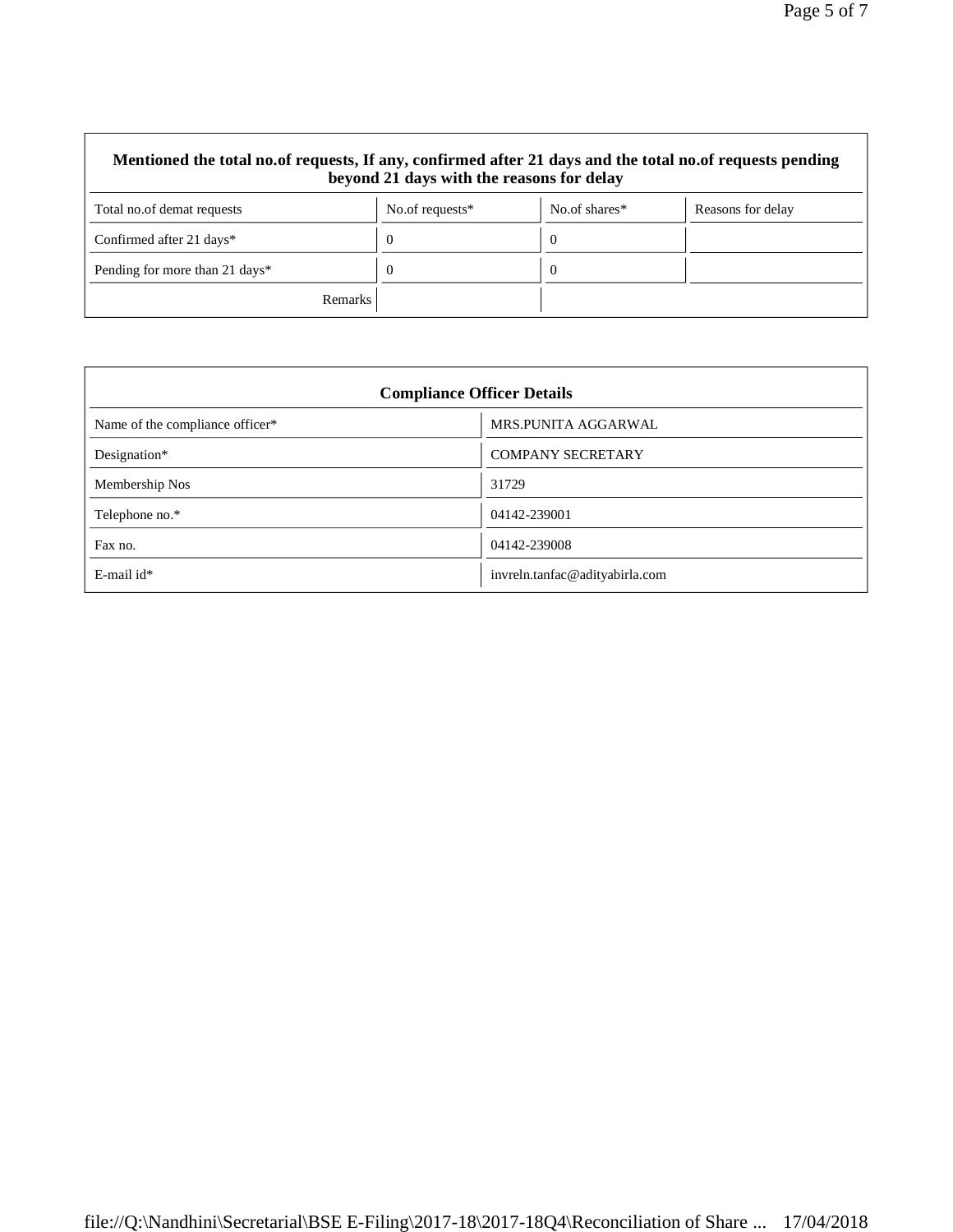| Mentioned the total no.of requests, If any, confirmed after 21 days and the total no.of requests pending beyond 21 days with the reasons for delay | | | |
|---|---|---|---|
| Total no.of demat requests | No.of requests* | No.of shares* | Reasons for delay |
| Confirmed after 21 days* | 0 | 0 | |
| Pending for more than 21 days* | 0 | 0 | |
| Remarks | | | |

| Compliance Officer Details | |
|---|---|
| Name of the compliance officer* | MRS.PUNITA AGGARWAL |
| Designation* | COMPANY SECRETARY |
| Membership Nos | 31729 |
| Telephone no.* | 04142-239001 |
| Fax no. | 04142-239008 |
| E-mail id* | invreln.tanfac@adityabirla.com |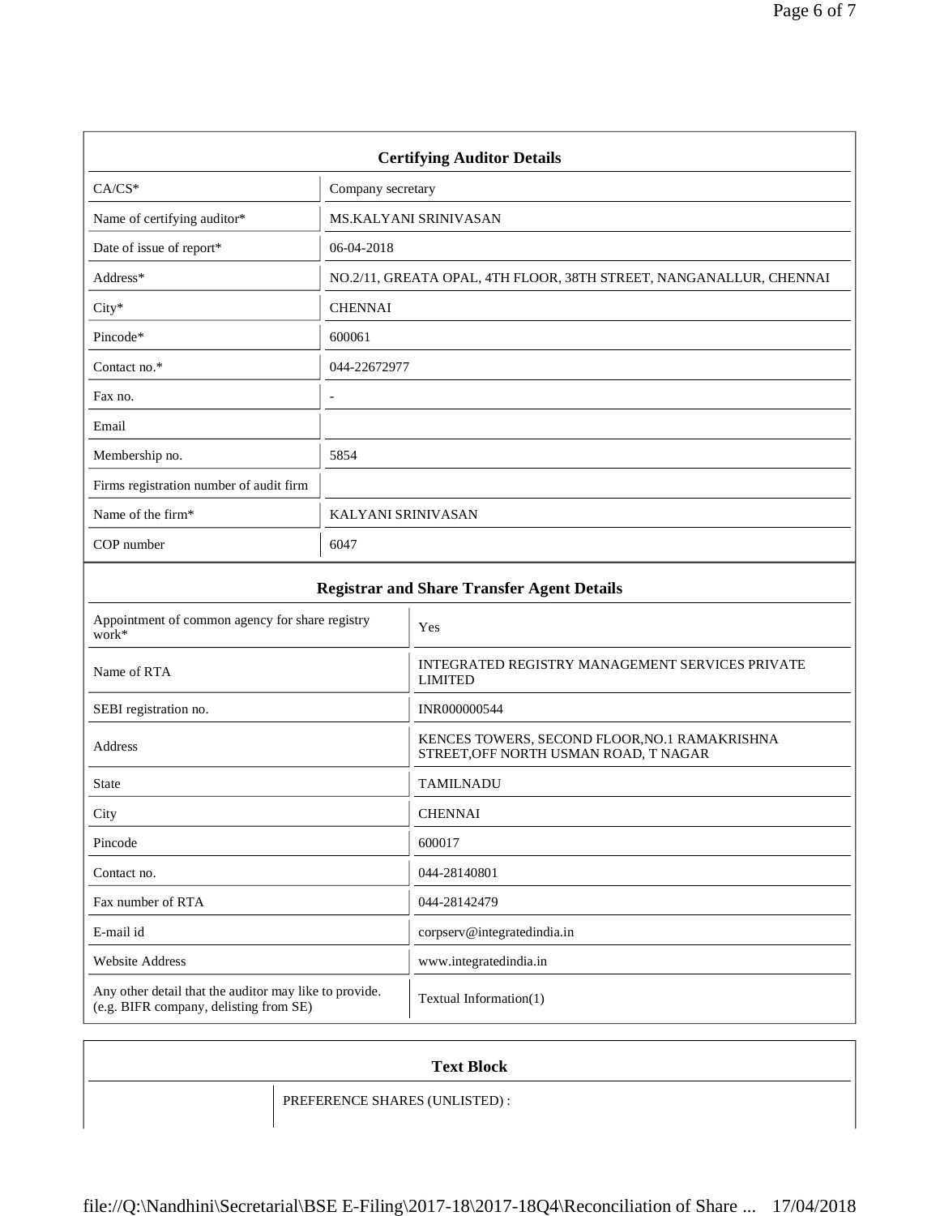## Certifying Auditor Details

| | |
|---|---|
| CA/CS* | Company secretary |
| Name of certifying auditor* | MS.KALYANI SRINIVASAN |
| Date of issue of report* | 06-04-2018 |
| Address* | NO.2/11, GREATA OPAL, 4TH FLOOR, 38TH STREET, NANGANALLUR, CHENNAI |
| City* | CHENNAI |
| Pincode* | 600061 |
| Contact no.* | 044-22672977 |
| Fax no. | - |
| Email | |
| Membership no. | 5854 |
| Firms registration number of audit firm | |
| Name of the firm* | KALYANI SRINIVASAN |
| COP number | 6047 |

## Registrar and Share Transfer Agent Details

| | |
|---|---|
| Appointment of common agency for share registry work* | Yes |
| Name of RTA | INTEGRATED REGISTRY MANAGEMENT SERVICES PRIVATE LIMITED |
| SEBI registration no. | INR000000544 |
| Address | KENCES TOWERS, SECOND FLOOR,NO.1 RAMAKRISHNA STREET,OFF NORTH USMAN ROAD, T NAGAR |
| State | TAMILNADU |
| City | CHENNAI |
| Pincode | 600017 |
| Contact no. | 044-28140801 |
| Fax number of RTA | 044-28142479 |
| E-mail id | corpserv@integratedindia.in |
| Website Address | www.integratedindia.in |
| Any other detail that the auditor may like to provide. (e.g. BIFR company, delisting from SE) | Textual Information(1) |

## Text Block

| | |
|---|---|
| | PREFERENCE SHARES (UNLISTED) : |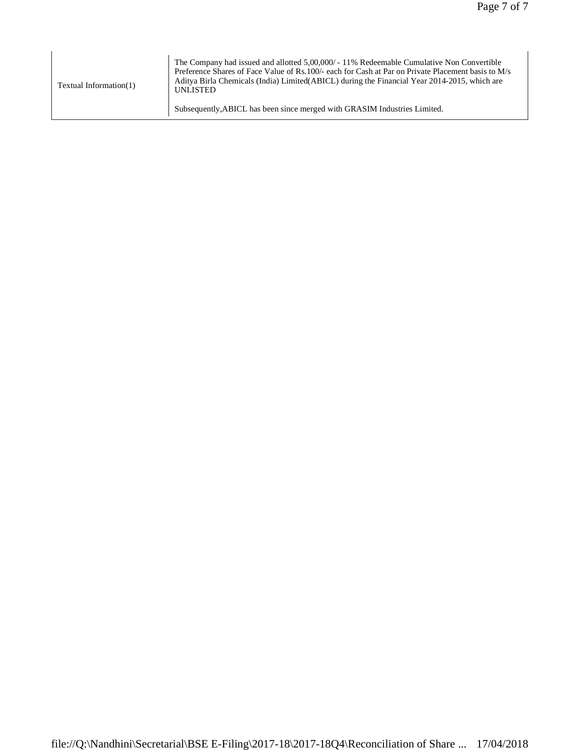| | |
|---|---|
| Textual Information(1) | The Company had issued and allotted 5,00,000/ - 11% Redeemable Cumulative Non Convertible Preference Shares of Face Value of Rs.100/- each for Cash at Par on Private Placement basis to M/s Aditya Birla Chemicals (India) Limited(ABICL) during the Financial Year 2014-2015, which are UNLISTED<br><br>Subsequently,ABICL has been since merged with GRASIM Industries Limited. |